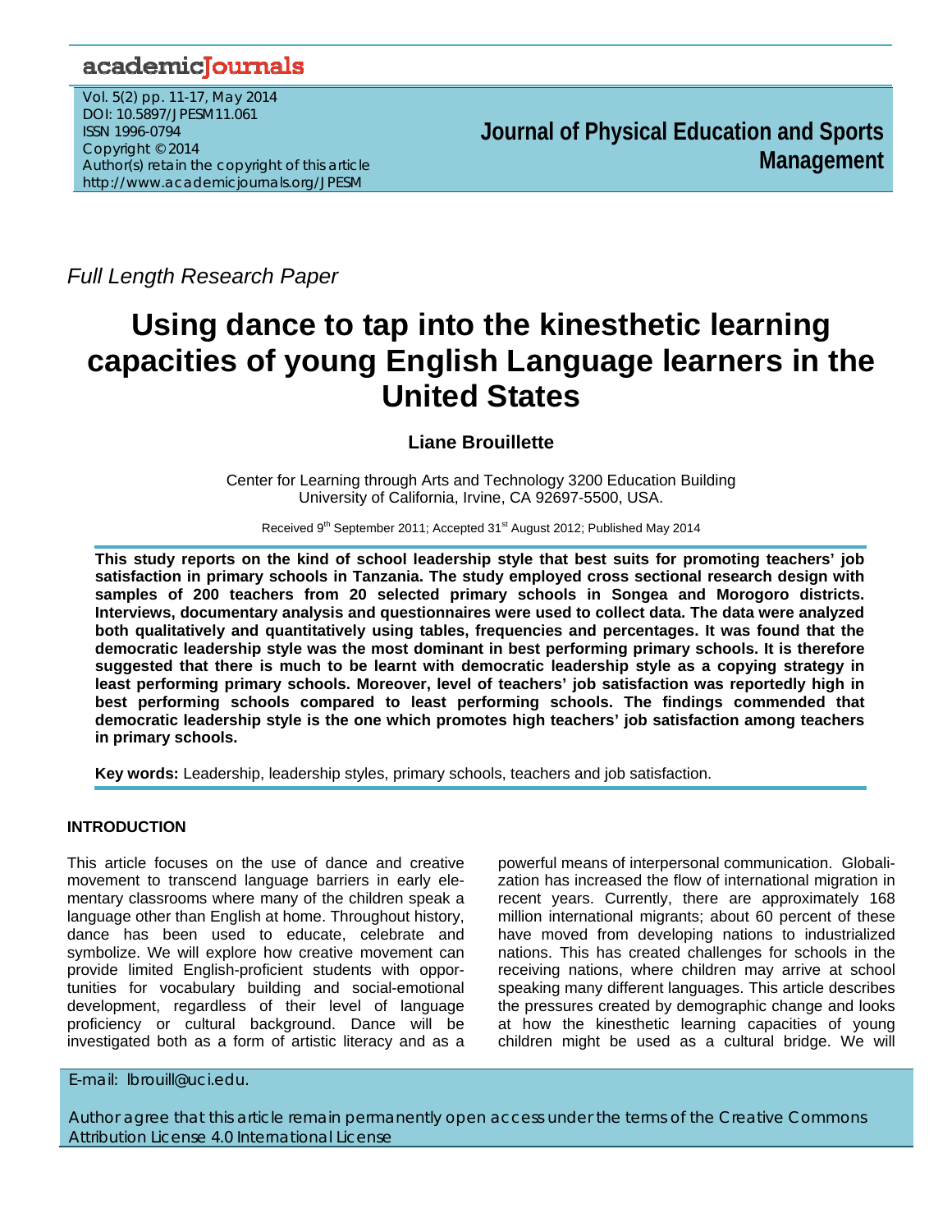*Full Length Research Paper*

# Using dance to tap into the kinesthetic learning capacities of young English Language learners in the United States

**Liane Brouillette**

Center for Learning through Arts and Technology 3200 Education Building
University of California, Irvine, CA 92697-5500, USA.

Received 9th September 2011; Accepted 31st August 2012; Published May 2014

**This study reports on the kind of school leadership style that best suits for promoting teachers' job satisfaction in primary schools in Tanzania. The study employed cross sectional research design with samples of 200 teachers from 20 selected primary schools in Songea and Morogoro districts. Interviews, documentary analysis and questionnaires were used to collect data. The data were analyzed both qualitatively and quantitatively using tables, frequencies and percentages. It was found that the democratic leadership style was the most dominant in best performing primary schools. It is therefore suggested that there is much to be learnt with democratic leadership style as a copying strategy in least performing primary schools. Moreover, level of teachers' job satisfaction was reportedly high in best performing schools compared to least performing schools. The findings commended that democratic leadership style is the one which promotes high teachers' job satisfaction among teachers in primary schools.**

**Key words:** Leadership, leadership styles, primary schools, teachers and job satisfaction.

## INTRODUCTION

This article focuses on the use of dance and creative movement to transcend language barriers in early elementary classrooms where many of the children speak a language other than English at home. Throughout history, dance has been used to educate, celebrate and symbolize. We will explore how creative movement can provide limited English-proficient students with opportunities for vocabulary building and social-emotional development, regardless of their level of language proficiency or cultural background. Dance will be investigated both as a form of artistic literacy and as a powerful means of interpersonal communication. Globalization has increased the flow of international migration in recent years. Currently, there are approximately 168 million international migrants; about 60 percent of these have moved from developing nations to industrialized nations. This has created challenges for schools in the receiving nations, where children may arrive at school speaking many different languages. This article describes the pressures created by demographic change and looks at how the kinesthetic learning capacities of young children might be used as a cultural bridge. We will

E-mail: lbrouill@uci.edu.

Author agree that this article remain permanently open access under the terms of the Creative Commons Attribution License 4.0 International License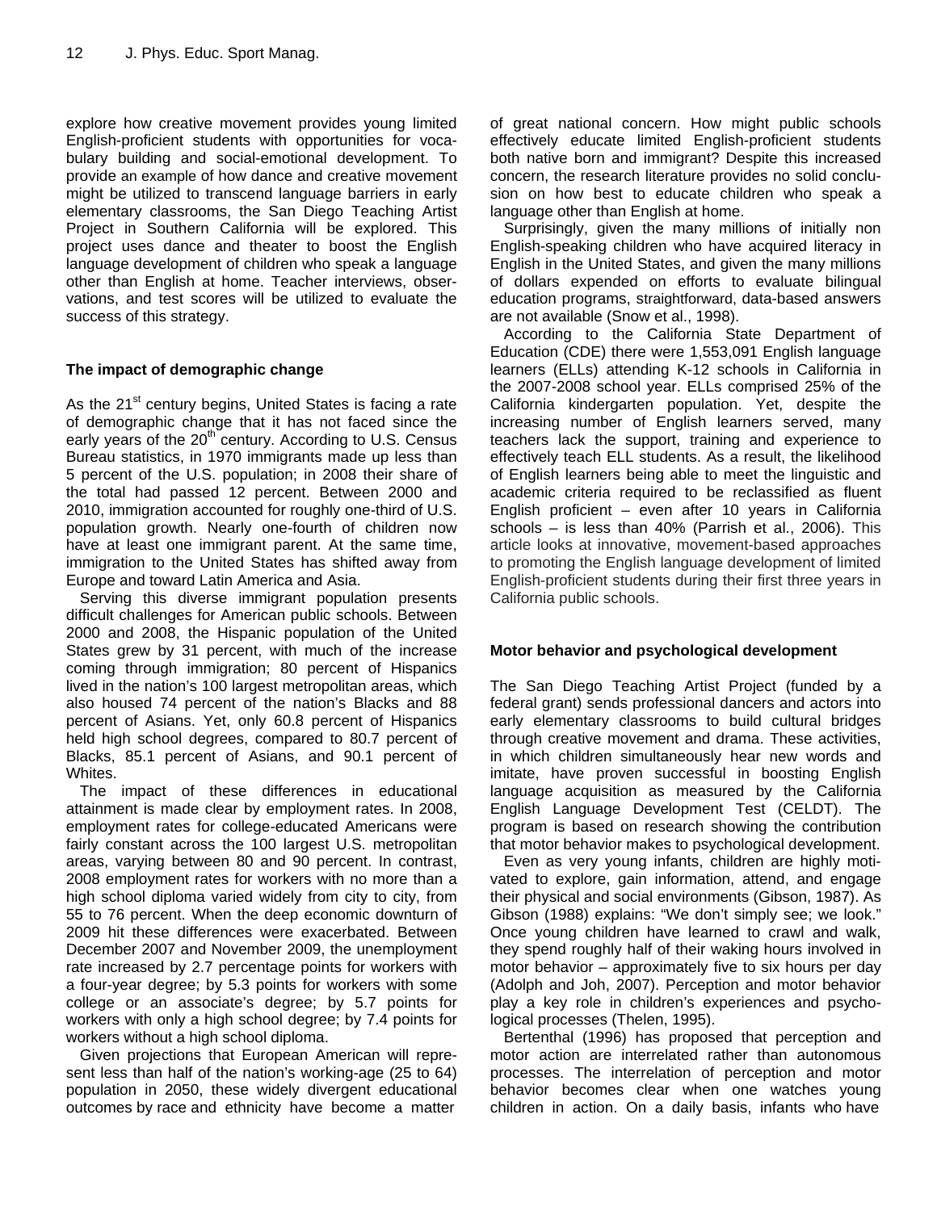explore how creative movement provides young limited English-proficient students with opportunities for vocabulary building and social-emotional development. To provide an example of how dance and creative movement might be utilized to transcend language barriers in early elementary classrooms, the San Diego Teaching Artist Project in Southern California will be explored. This project uses dance and theater to boost the English language development of children who speak a language other than English at home. Teacher interviews, observations, and test scores will be utilized to evaluate the success of this strategy.

## The impact of demographic change

As the 21st century begins, United States is facing a rate of demographic change that it has not faced since the early years of the 20th century. According to U.S. Census Bureau statistics, in 1970 immigrants made up less than 5 percent of the U.S. population; in 2008 their share of the total had passed 12 percent. Between 2000 and 2010, immigration accounted for roughly one-third of U.S. population growth. Nearly one-fourth of children now have at least one immigrant parent. At the same time, immigration to the United States has shifted away from Europe and toward Latin America and Asia.

Serving this diverse immigrant population presents difficult challenges for American public schools. Between 2000 and 2008, the Hispanic population of the United States grew by 31 percent, with much of the increase coming through immigration; 80 percent of Hispanics lived in the nation's 100 largest metropolitan areas, which also housed 74 percent of the nation's Blacks and 88 percent of Asians. Yet, only 60.8 percent of Hispanics held high school degrees, compared to 80.7 percent of Blacks, 85.1 percent of Asians, and 90.1 percent of Whites.

The impact of these differences in educational attainment is made clear by employment rates. In 2008, employment rates for college-educated Americans were fairly constant across the 100 largest U.S. metropolitan areas, varying between 80 and 90 percent. In contrast, 2008 employment rates for workers with no more than a high school diploma varied widely from city to city, from 55 to 76 percent. When the deep economic downturn of 2009 hit these differences were exacerbated. Between December 2007 and November 2009, the unemployment rate increased by 2.7 percentage points for workers with a four-year degree; by 5.3 points for workers with some college or an associate's degree; by 5.7 points for workers with only a high school degree; by 7.4 points for workers without a high school diploma.

Given projections that European American will represent less than half of the nation's working-age (25 to 64) population in 2050, these widely divergent educational outcomes by race and ethnicity have become a matter of great national concern. How might public schools effectively educate limited English-proficient students both native born and immigrant? Despite this increased concern, the research literature provides no solid conclusion on how best to educate children who speak a language other than English at home.

Surprisingly, given the many millions of initially non English-speaking children who have acquired literacy in English in the United States, and given the many millions of dollars expended on efforts to evaluate bilingual education programs, straightforward, data-based answers are not available (Snow et al., 1998).

According to the California State Department of Education (CDE) there were 1,553,091 English language learners (ELLs) attending K-12 schools in California in the 2007-2008 school year. ELLs comprised 25% of the California kindergarten population. Yet, despite the increasing number of English learners served, many teachers lack the support, training and experience to effectively teach ELL students. As a result, the likelihood of English learners being able to meet the linguistic and academic criteria required to be reclassified as fluent English proficient – even after 10 years in California schools – is less than 40% (Parrish et al., 2006). This article looks at innovative, movement-based approaches to promoting the English language development of limited English-proficient students during their first three years in California public schools.

## Motor behavior and psychological development

The San Diego Teaching Artist Project (funded by a federal grant) sends professional dancers and actors into early elementary classrooms to build cultural bridges through creative movement and drama. These activities, in which children simultaneously hear new words and imitate, have proven successful in boosting English language acquisition as measured by the California English Language Development Test (CELDT). The program is based on research showing the contribution that motor behavior makes to psychological development.

Even as very young infants, children are highly motivated to explore, gain information, attend, and engage their physical and social environments (Gibson, 1987). As Gibson (1988) explains: "We don't simply see; we look." Once young children have learned to crawl and walk, they spend roughly half of their waking hours involved in motor behavior – approximately five to six hours per day (Adolph and Joh, 2007). Perception and motor behavior play a key role in children's experiences and psychological processes (Thelen, 1995).

Bertenthal (1996) has proposed that perception and motor action are interrelated rather than autonomous processes. The interrelation of perception and motor behavior becomes clear when one watches young children in action. On a daily basis, infants who have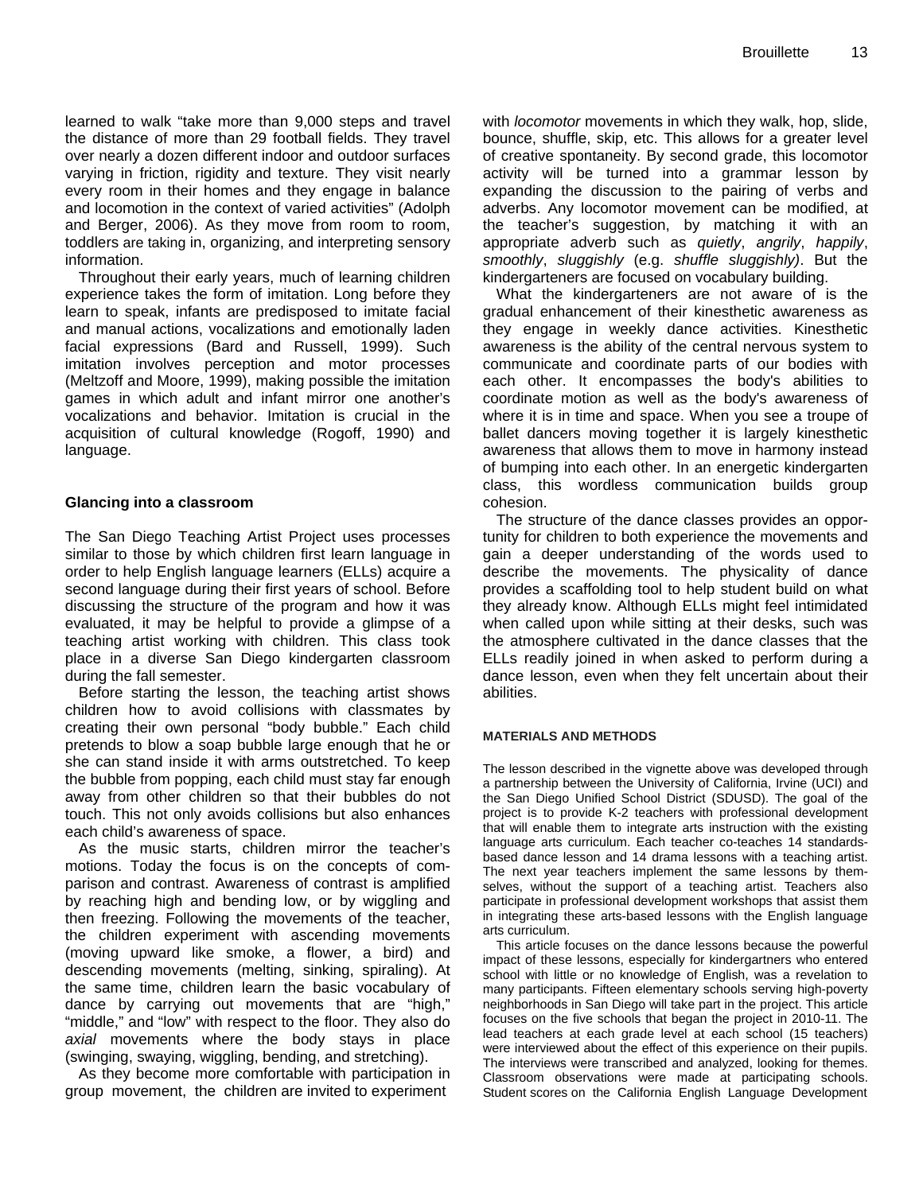learned to walk "take more than 9,000 steps and travel the distance of more than 29 football fields. They travel over nearly a dozen different indoor and outdoor surfaces varying in friction, rigidity and texture. They visit nearly every room in their homes and they engage in balance and locomotion in the context of varied activities" (Adolph and Berger, 2006). As they move from room to room, toddlers are taking in, organizing, and interpreting sensory information.

Throughout their early years, much of learning children experience takes the form of imitation. Long before they learn to speak, infants are predisposed to imitate facial and manual actions, vocalizations and emotionally laden facial expressions (Bard and Russell, 1999). Such imitation involves perception and motor processes (Meltzoff and Moore, 1999), making possible the imitation games in which adult and infant mirror one another's vocalizations and behavior. Imitation is crucial in the acquisition of cultural knowledge (Rogoff, 1990) and language.

### Glancing into a classroom

The San Diego Teaching Artist Project uses processes similar to those by which children first learn language in order to help English language learners (ELLs) acquire a second language during their first years of school. Before discussing the structure of the program and how it was evaluated, it may be helpful to provide a glimpse of a teaching artist working with children. This class took place in a diverse San Diego kindergarten classroom during the fall semester.

Before starting the lesson, the teaching artist shows children how to avoid collisions with classmates by creating their own personal "body bubble." Each child pretends to blow a soap bubble large enough that he or she can stand inside it with arms outstretched. To keep the bubble from popping, each child must stay far enough away from other children so that their bubbles do not touch. This not only avoids collisions but also enhances each child's awareness of space.

As the music starts, children mirror the teacher's motions. Today the focus is on the concepts of comparison and contrast. Awareness of contrast is amplified by reaching high and bending low, or by wiggling and then freezing. Following the movements of the teacher, the children experiment with ascending movements (moving upward like smoke, a flower, a bird) and descending movements (melting, sinking, spiraling). At the same time, children learn the basic vocabulary of dance by carrying out movements that are "high," "middle," and "low" with respect to the floor. They also do *axial* movements where the body stays in place (swinging, swaying, wiggling, bending, and stretching).

As they become more comfortable with participation in group movement, the children are invited to experiment with *locomotor* movements in which they walk, hop, slide, bounce, shuffle, skip, etc. This allows for a greater level of creative spontaneity. By second grade, this locomotor activity will be turned into a grammar lesson by expanding the discussion to the pairing of verbs and adverbs. Any locomotor movement can be modified, at the teacher's suggestion, by matching it with an appropriate adverb such as *quietly*, *angrily*, *happily*, *smoothly*, *sluggishly* (e.g. *shuffle sluggishly)*. But the kindergarteners are focused on vocabulary building.

What the kindergarteners are not aware of is the gradual enhancement of their kinesthetic awareness as they engage in weekly dance activities. Kinesthetic awareness is the ability of the central nervous system to communicate and coordinate parts of our bodies with each other. It encompasses the body's abilities to coordinate motion as well as the body's awareness of where it is in time and space. When you see a troupe of ballet dancers moving together it is largely kinesthetic awareness that allows them to move in harmony instead of bumping into each other. In an energetic kindergarten class, this wordless communication builds group cohesion.

The structure of the dance classes provides an opportunity for children to both experience the movements and gain a deeper understanding of the words used to describe the movements. The physicality of dance provides a scaffolding tool to help student build on what they already know. Although ELLs might feel intimidated when called upon while sitting at their desks, such was the atmosphere cultivated in the dance classes that the ELLs readily joined in when asked to perform during a dance lesson, even when they felt uncertain about their abilities.

## MATERIALS AND METHODS

The lesson described in the vignette above was developed through a partnership between the University of California, Irvine (UCI) and the San Diego Unified School District (SDUSD). The goal of the project is to provide K-2 teachers with professional development that will enable them to integrate arts instruction with the existing language arts curriculum. Each teacher co-teaches 14 standards-based dance lesson and 14 drama lessons with a teaching artist. The next year teachers implement the same lessons by themselves, without the support of a teaching artist. Teachers also participate in professional development workshops that assist them in integrating these arts-based lessons with the English language arts curriculum.

This article focuses on the dance lessons because the powerful impact of these lessons, especially for kindergartners who entered school with little or no knowledge of English, was a revelation to many participants. Fifteen elementary schools serving high-poverty neighborhoods in San Diego will take part in the project. This article focuses on the five schools that began the project in 2010-11. The lead teachers at each grade level at each school (15 teachers) were interviewed about the effect of this experience on their pupils. The interviews were transcribed and analyzed, looking for themes. Classroom observations were made at participating schools. Student scores on the California English Language Development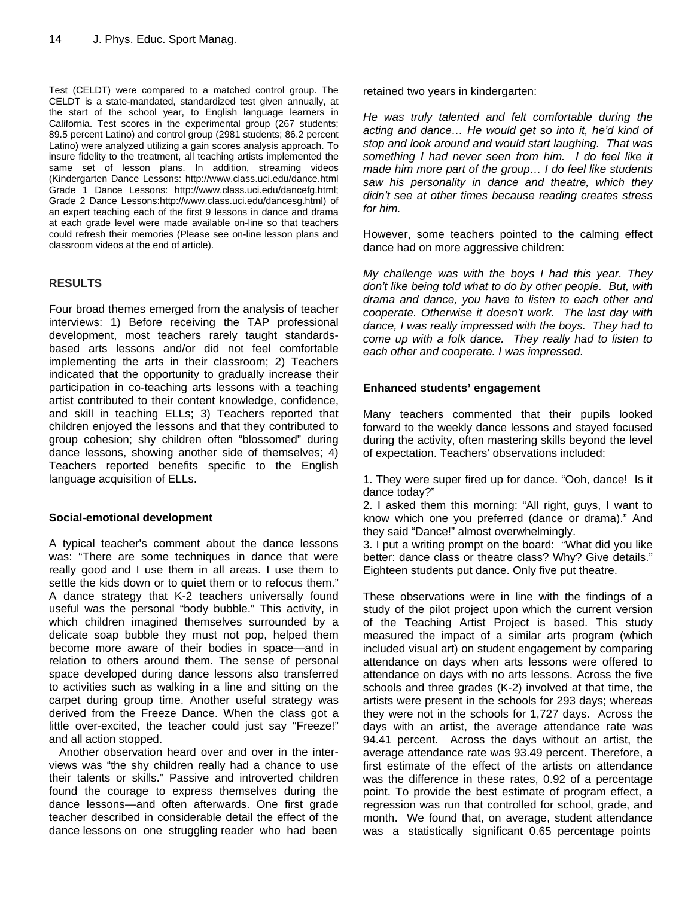Test (CELDT) were compared to a matched control group. The CELDT is a state-mandated, standardized test given annually, at the start of the school year, to English language learners in California. Test scores in the experimental group (267 students; 89.5 percent Latino) and control group (2981 students; 86.2 percent Latino) were analyzed utilizing a gain scores analysis approach. To insure fidelity to the treatment, all teaching artists implemented the same set of lesson plans. In addition, streaming videos (Kindergarten Dance Lessons: http://www.class.uci.edu/dance.html Grade 1 Dance Lessons: http://www.class.uci.edu/dancefg.html; Grade 2 Dance Lessons:http://www.class.uci.edu/dancesg.html) of an expert teaching each of the first 9 lessons in dance and drama at each grade level were made available on-line so that teachers could refresh their memories (Please see on-line lesson plans and classroom videos at the end of article).

## RESULTS

Four broad themes emerged from the analysis of teacher interviews: 1) Before receiving the TAP professional development, most teachers rarely taught standards-based arts lessons and/or did not feel comfortable implementing the arts in their classroom; 2) Teachers indicated that the opportunity to gradually increase their participation in co-teaching arts lessons with a teaching artist contributed to their content knowledge, confidence, and skill in teaching ELLs; 3) Teachers reported that children enjoyed the lessons and that they contributed to group cohesion; shy children often "blossomed" during dance lessons, showing another side of themselves; 4) Teachers reported benefits specific to the English language acquisition of ELLs.

### Social-emotional development

A typical teacher's comment about the dance lessons was: "There are some techniques in dance that were really good and I use them in all areas. I use them to settle the kids down or to quiet them or to refocus them." A dance strategy that K-2 teachers universally found useful was the personal "body bubble." This activity, in which children imagined themselves surrounded by a delicate soap bubble they must not pop, helped them become more aware of their bodies in space—and in relation to others around them. The sense of personal space developed during dance lessons also transferred to activities such as walking in a line and sitting on the carpet during group time. Another useful strategy was derived from the Freeze Dance. When the class got a little over-excited, the teacher could just say "Freeze!" and all action stopped.

Another observation heard over and over in the interviews was "the shy children really had a chance to use their talents or skills." Passive and introverted children found the courage to express themselves during the dance lessons—and often afterwards. One first grade teacher described in considerable detail the effect of the dance lessons on one struggling reader who had been retained two years in kindergarten:

*He was truly talented and felt comfortable during the acting and dance… He would get so into it, he'd kind of stop and look around and would start laughing. That was something I had never seen from him. I do feel like it made him more part of the group… I do feel like students saw his personality in dance and theatre, which they didn't see at other times because reading creates stress for him.*

However, some teachers pointed to the calming effect dance had on more aggressive children:

*My challenge was with the boys I had this year. They don't like being told what to do by other people. But, with drama and dance, you have to listen to each other and cooperate. Otherwise it doesn't work. The last day with dance, I was really impressed with the boys. They had to come up with a folk dance. They really had to listen to each other and cooperate. I was impressed.*

### Enhanced students' engagement

Many teachers commented that their pupils looked forward to the weekly dance lessons and stayed focused during the activity, often mastering skills beyond the level of expectation. Teachers' observations included:

1. They were super fired up for dance. "Ooh, dance! Is it dance today?"
2. I asked them this morning: "All right, guys, I want to know which one you preferred (dance or drama)." And they said "Dance!" almost overwhelmingly.
3. I put a writing prompt on the board: "What did you like better: dance class or theatre class? Why? Give details." Eighteen students put dance. Only five put theatre.

These observations were in line with the findings of a study of the pilot project upon which the current version of the Teaching Artist Project is based. This study measured the impact of a similar arts program (which included visual art) on student engagement by comparing attendance on days when arts lessons were offered to attendance on days with no arts lessons. Across the five schools and three grades (K-2) involved at that time, the artists were present in the schools for 293 days; whereas they were not in the schools for 1,727 days. Across the days with an artist, the average attendance rate was 94.41 percent. Across the days without an artist, the average attendance rate was 93.49 percent. Therefore, a first estimate of the effect of the artists on attendance was the difference in these rates, 0.92 of a percentage point. To provide the best estimate of program effect, a regression was run that controlled for school, grade, and month. We found that, on average, student attendance was a statistically significant 0.65 percentage points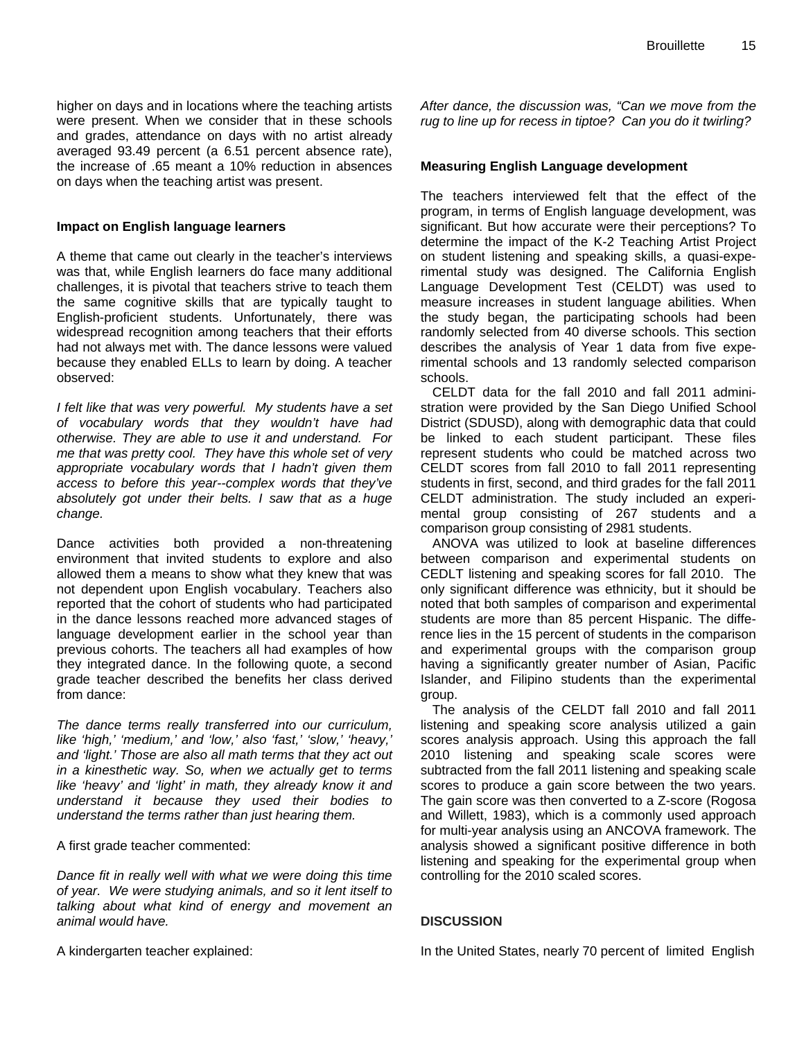higher on days and in locations where the teaching artists were present. When we consider that in these schools and grades, attendance on days with no artist already averaged 93.49 percent (a 6.51 percent absence rate), the increase of .65 meant a 10% reduction in absences on days when the teaching artist was present.

### Impact on English language learners

A theme that came out clearly in the teacher's interviews was that, while English learners do face many additional challenges, it is pivotal that teachers strive to teach them the same cognitive skills that are typically taught to English-proficient students. Unfortunately, there was widespread recognition among teachers that their efforts had not always met with. The dance lessons were valued because they enabled ELLs to learn by doing. A teacher observed:

*I felt like that was very powerful. My students have a set of vocabulary words that they wouldn't have had otherwise. They are able to use it and understand. For me that was pretty cool. They have this whole set of very appropriate vocabulary words that I hadn't given them access to before this year--complex words that they've absolutely got under their belts. I saw that as a huge change.*

Dance activities both provided a non-threatening environment that invited students to explore and also allowed them a means to show what they knew that was not dependent upon English vocabulary. Teachers also reported that the cohort of students who had participated in the dance lessons reached more advanced stages of language development earlier in the school year than previous cohorts. The teachers all had examples of how they integrated dance. In the following quote, a second grade teacher described the benefits her class derived from dance:

*The dance terms really transferred into our curriculum, like 'high,' 'medium,' and 'low,' also 'fast,' 'slow,' 'heavy,' and 'light.' Those are also all math terms that they act out in a kinesthetic way. So, when we actually get to terms like 'heavy' and 'light' in math, they already know it and understand it because they used their bodies to understand the terms rather than just hearing them.*

A first grade teacher commented:

*Dance fit in really well with what we were doing this time of year. We were studying animals, and so it lent itself to talking about what kind of energy and movement an animal would have.*

A kindergarten teacher explained:

*After dance, the discussion was, "Can we move from the rug to line up for recess in tiptoe? Can you do it twirling?*

### Measuring English Language development

The teachers interviewed felt that the effect of the program, in terms of English language development, was significant. But how accurate were their perceptions? To determine the impact of the K-2 Teaching Artist Project on student listening and speaking skills, a quasi-experimental study was designed. The California English Language Development Test (CELDT) was used to measure increases in student language abilities. When the study began, the participating schools had been randomly selected from 40 diverse schools. This section describes the analysis of Year 1 data from five experimental schools and 13 randomly selected comparison schools.

CELDT data for the fall 2010 and fall 2011 administration were provided by the San Diego Unified School District (SDUSD), along with demographic data that could be linked to each student participant. These files represent students who could be matched across two CELDT scores from fall 2010 to fall 2011 representing students in first, second, and third grades for the fall 2011 CELDT administration. The study included an experimental group consisting of 267 students and a comparison group consisting of 2981 students.

ANOVA was utilized to look at baseline differences between comparison and experimental students on CEDLT listening and speaking scores for fall 2010. The only significant difference was ethnicity, but it should be noted that both samples of comparison and experimental students are more than 85 percent Hispanic. The difference lies in the 15 percent of students in the comparison and experimental groups with the comparison group having a significantly greater number of Asian, Pacific Islander, and Filipino students than the experimental group.

The analysis of the CELDT fall 2010 and fall 2011 listening and speaking score analysis utilized a gain scores analysis approach. Using this approach the fall 2010 listening and speaking scale scores were subtracted from the fall 2011 listening and speaking scale scores to produce a gain score between the two years. The gain score was then converted to a Z-score (Rogosa and Willett, 1983), which is a commonly used approach for multi-year analysis using an ANCOVA framework. The analysis showed a significant positive difference in both listening and speaking for the experimental group when controlling for the 2010 scaled scores.

## DISCUSSION

In the United States, nearly 70 percent of limited English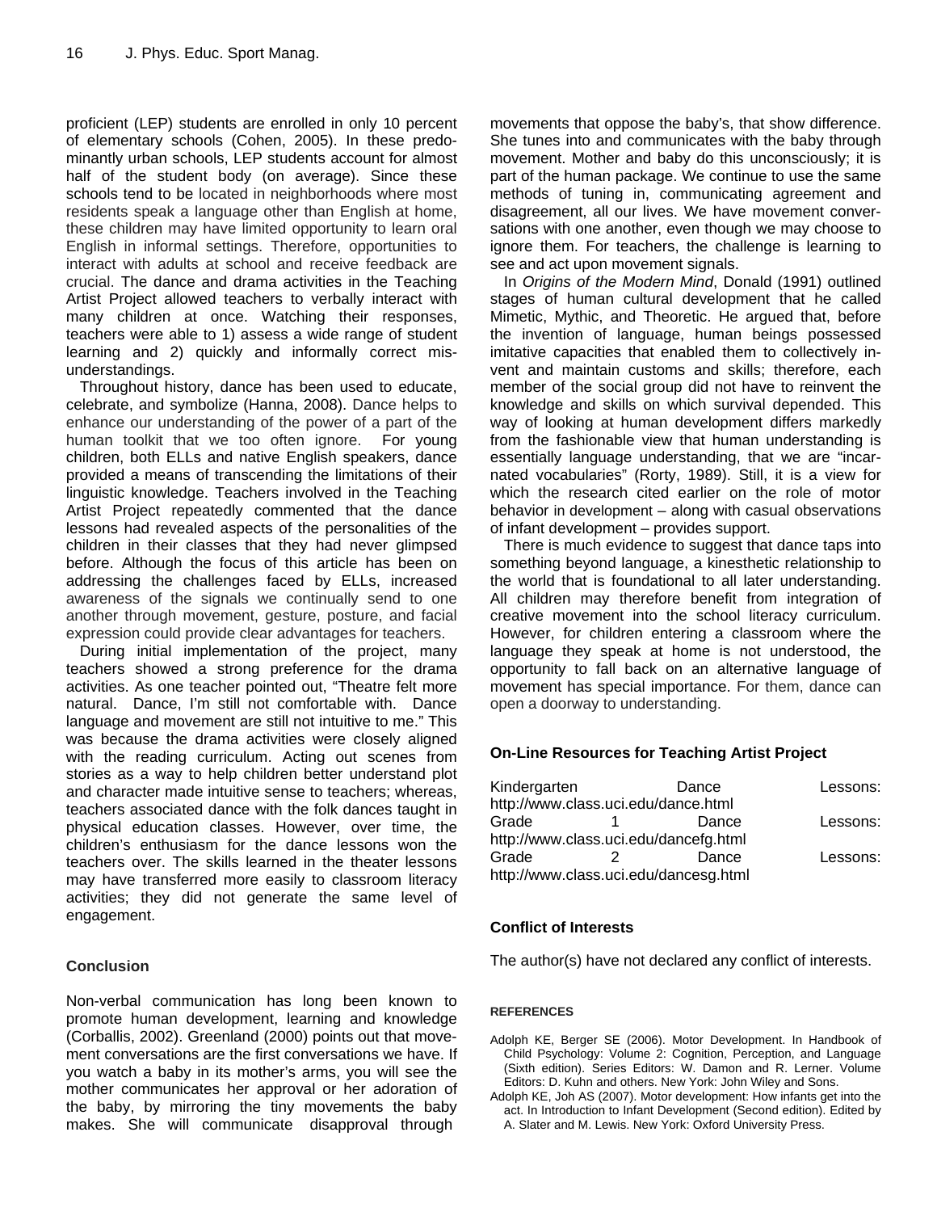proficient (LEP) students are enrolled in only 10 percent of elementary schools (Cohen, 2005). In these predominantly urban schools, LEP students account for almost half of the student body (on average). Since these schools tend to be located in neighborhoods where most residents speak a language other than English at home, these children may have limited opportunity to learn oral English in informal settings. Therefore, opportunities to interact with adults at school and receive feedback are crucial. The dance and drama activities in the Teaching Artist Project allowed teachers to verbally interact with many children at once. Watching their responses, teachers were able to 1) assess a wide range of student learning and 2) quickly and informally correct misunderstandings.

Throughout history, dance has been used to educate, celebrate, and symbolize (Hanna, 2008). Dance helps to enhance our understanding of the power of a part of the human toolkit that we too often ignore. For young children, both ELLs and native English speakers, dance provided a means of transcending the limitations of their linguistic knowledge. Teachers involved in the Teaching Artist Project repeatedly commented that the dance lessons had revealed aspects of the personalities of the children in their classes that they had never glimpsed before. Although the focus of this article has been on addressing the challenges faced by ELLs, increased awareness of the signals we continually send to one another through movement, gesture, posture, and facial expression could provide clear advantages for teachers.

During initial implementation of the project, many teachers showed a strong preference for the drama activities. As one teacher pointed out, "Theatre felt more natural. Dance, I'm still not comfortable with. Dance language and movement are still not intuitive to me." This was because the drama activities were closely aligned with the reading curriculum. Acting out scenes from stories as a way to help children better understand plot and character made intuitive sense to teachers; whereas, teachers associated dance with the folk dances taught in physical education classes. However, over time, the children's enthusiasm for the dance lessons won the teachers over. The skills learned in the theater lessons may have transferred more easily to classroom literacy activities; they did not generate the same level of engagement.

## Conclusion

Non-verbal communication has long been known to promote human development, learning and knowledge (Corballis, 2002). Greenland (2000) points out that movement conversations are the first conversations we have. If you watch a baby in its mother's arms, you will see the mother communicates her approval or her adoration of the baby, by mirroring the tiny movements the baby makes. She will communicate disapproval through movements that oppose the baby's, that show difference. She tunes into and communicates with the baby through movement. Mother and baby do this unconsciously; it is part of the human package. We continue to use the same methods of tuning in, communicating agreement and disagreement, all our lives. We have movement conversations with one another, even though we may choose to ignore them. For teachers, the challenge is learning to see and act upon movement signals.

In *Origins of the Modern Mind*, Donald (1991) outlined stages of human cultural development that he called Mimetic, Mythic, and Theoretic. He argued that, before the invention of language, human beings possessed imitative capacities that enabled them to collectively invent and maintain customs and skills; therefore, each member of the social group did not have to reinvent the knowledge and skills on which survival depended. This way of looking at human development differs markedly from the fashionable view that human understanding is essentially language understanding, that we are "incarnated vocabularies" (Rorty, 1989). Still, it is a view for which the research cited earlier on the role of motor behavior in development – along with casual observations of infant development – provides support.

There is much evidence to suggest that dance taps into something beyond language, a kinesthetic relationship to the world that is foundational to all later understanding. All children may therefore benefit from integration of creative movement into the school literacy curriculum. However, for children entering a classroom where the language they speak at home is not understood, the opportunity to fall back on an alternative language of movement has special importance. For them, dance can open a doorway to understanding.

## On-Line Resources for Teaching Artist Project

Kindergarten Dance Lessons: http://www.class.uci.edu/dance.html

Grade 1 Dance Lessons: http://www.class.uci.edu/dancefg.html

Grade 2 Dance Lessons: http://www.class.uci.edu/dancesg.html

## Conflict of Interests

The author(s) have not declared any conflict of interests.

## REFERENCES

Adolph KE, Berger SE (2006). Motor Development. In Handbook of Child Psychology: Volume 2: Cognition, Perception, and Language (Sixth edition). Series Editors: W. Damon and R. Lerner. Volume Editors: D. Kuhn and others. New York: John Wiley and Sons.

Adolph KE, Joh AS (2007). Motor development: How infants get into the act. In Introduction to Infant Development (Second edition). Edited by A. Slater and M. Lewis. New York: Oxford University Press.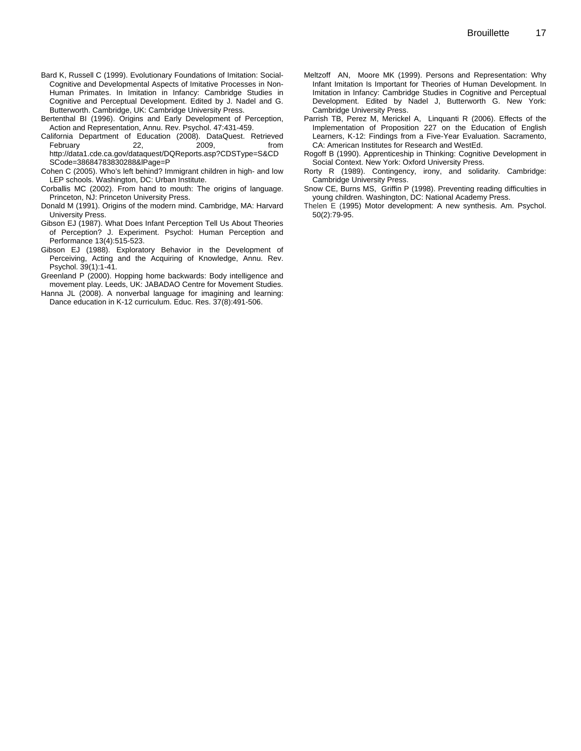Bard K, Russell C (1999). Evolutionary Foundations of Imitation: Social-Cognitive and Developmental Aspects of Imitative Processes in Non-Human Primates. In Imitation in Infancy: Cambridge Studies in Cognitive and Perceptual Development. Edited by J. Nadel and G. Butterworth. Cambridge, UK: Cambridge University Press.

Bertenthal BI (1996). Origins and Early Development of Perception, Action and Representation, Annu. Rev. Psychol. 47:431-459.

California Department of Education (2008). DataQuest. Retrieved February 22, 2009, from http://data1.cde.ca.gov/dataquest/DQReports.asp?CDSType=S&CDSCode=38684783830288&lPage=P

Cohen C (2005). Who's left behind? Immigrant children in high- and low LEP schools. Washington, DC: Urban Institute.

Corballis MC (2002). From hand to mouth: The origins of language. Princeton, NJ: Princeton University Press.

Donald M (1991). Origins of the modern mind. Cambridge, MA: Harvard University Press.

Gibson EJ (1987). What Does Infant Perception Tell Us About Theories of Perception? J. Experiment. Psychol: Human Perception and Performance 13(4):515-523.

Gibson EJ (1988). Exploratory Behavior in the Development of Perceiving, Acting and the Acquiring of Knowledge, Annu. Rev. Psychol. 39(1):1-41.

Greenland P (2000). Hopping home backwards: Body intelligence and movement play. Leeds, UK: JABADAO Centre for Movement Studies.

Hanna JL (2008). A nonverbal language for imagining and learning: Dance education in K-12 curriculum. Educ. Res. 37(8):491-506.

Meltzoff AN, Moore MK (1999). Persons and Representation: Why Infant Imitation Is Important for Theories of Human Development. In Imitation in Infancy: Cambridge Studies in Cognitive and Perceptual Development. Edited by Nadel J, Butterworth G. New York: Cambridge University Press.

Parrish TB, Perez M, Merickel A, Linquanti R (2006). Effects of the Implementation of Proposition 227 on the Education of English Learners, K-12: Findings from a Five-Year Evaluation. Sacramento, CA: American Institutes for Research and WestEd.

Rogoff B (1990). Apprenticeship in Thinking: Cognitive Development in Social Context. New York: Oxford University Press.

Rorty R (1989). Contingency, irony, and solidarity. Cambridge: Cambridge University Press.

Snow CE, Burns MS, Griffin P (1998). Preventing reading difficulties in young children. Washington, DC: National Academy Press.

Thelen E (1995) Motor development: A new synthesis. Am. Psychol. 50(2):79-95.